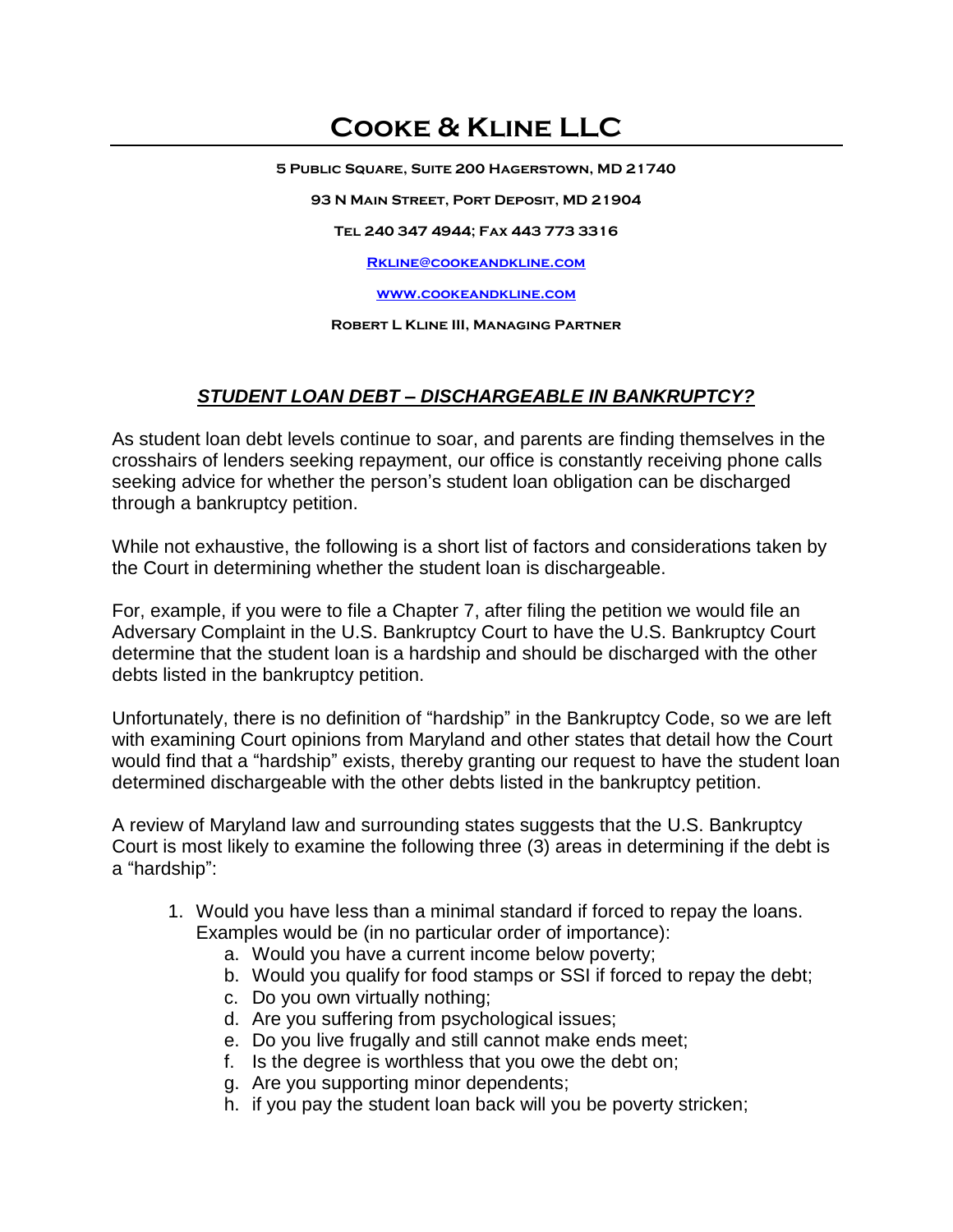# Cooke & Kline LLC

**5 Public Square, Suite 200 Hagerstown, MD 21740**

**93 N Main Street, Port Deposit, MD 21904**

**Tel 240 347 4944; Fax 443 773 3316**

**[Rkline@cookeandkline.com](mailto:Rkline@cookeandkline.com)**

**[www.cookeandkline.com](http://www.cookeandkline.com)**

**Robert L Kline III, Managing Partner**

## ***STUDENT LOAN DEBT – DISCHARGEABLE IN BANKRUPTCY?***

As student loan debt levels continue to soar, and parents are finding themselves in the crosshairs of lenders seeking repayment, our office is constantly receiving phone calls seeking advice for whether the person's student loan obligation can be discharged through a bankruptcy petition.

While not exhaustive, the following is a short list of factors and considerations taken by the Court in determining whether the student loan is dischargeable.

For, example, if you were to file a Chapter 7, after filing the petition we would file an Adversary Complaint in the U.S. Bankruptcy Court to have the U.S. Bankruptcy Court determine that the student loan is a hardship and should be discharged with the other debts listed in the bankruptcy petition.

Unfortunately, there is no definition of "hardship" in the Bankruptcy Code, so we are left with examining Court opinions from Maryland and other states that detail how the Court would find that a "hardship" exists, thereby granting our request to have the student loan determined dischargeable with the other debts listed in the bankruptcy petition.

A review of Maryland law and surrounding states suggests that the U.S. Bankruptcy Court is most likely to examine the following three (3) areas in determining if the debt is a "hardship":

1. Would you have less than a minimal standard if forced to repay the loans. Examples would be (in no particular order of importance):
   a. Would you have a current income below poverty;
   b. Would you qualify for food stamps or SSI if forced to repay the debt;
   c. Do you own virtually nothing;
   d. Are you suffering from psychological issues;
   e. Do you live frugally and still cannot make ends meet;
   f. Is the degree is worthless that you owe the debt on;
   g. Are you supporting minor dependents;
   h. if you pay the student loan back will you be poverty stricken;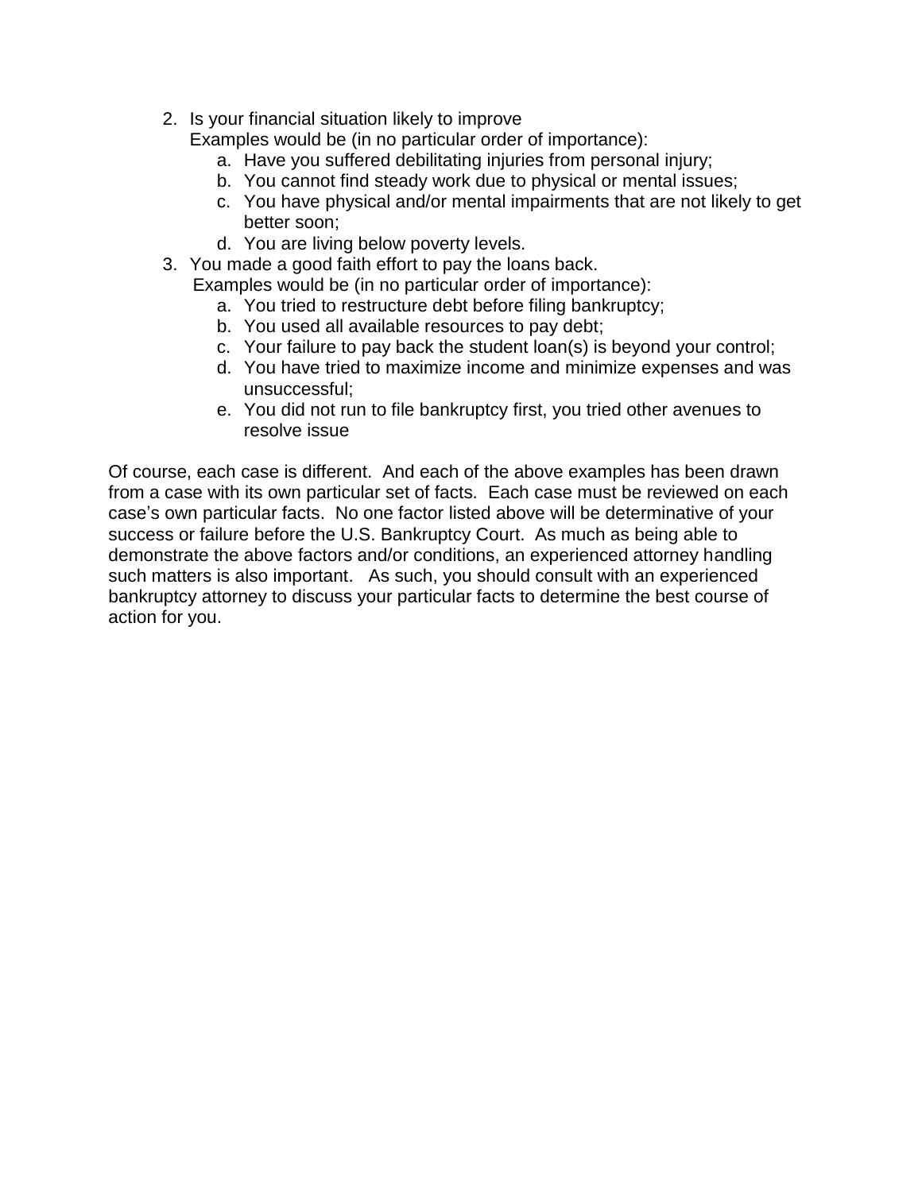2. Is your financial situation likely to improve
   Examples would be (in no particular order of importance):
   a. Have you suffered debilitating injuries from personal injury;
   b. You cannot find steady work due to physical or mental issues;
   c. You have physical and/or mental impairments that are not likely to get better soon;
   d. You are living below poverty levels.
3. You made a good faith effort to pay the loans back.
   Examples would be (in no particular order of importance):
   a. You tried to restructure debt before filing bankruptcy;
   b. You used all available resources to pay debt;
   c. Your failure to pay back the student loan(s) is beyond your control;
   d. You have tried to maximize income and minimize expenses and was unsuccessful;
   e. You did not run to file bankruptcy first, you tried other avenues to resolve issue

Of course, each case is different. And each of the above examples has been drawn from a case with its own particular set of facts. Each case must be reviewed on each case's own particular facts. No one factor listed above will be determinative of your success or failure before the U.S. Bankruptcy Court. As much as being able to demonstrate the above factors and/or conditions, an experienced attorney handling such matters is also important. As such, you should consult with an experienced bankruptcy attorney to discuss your particular facts to determine the best course of action for you.